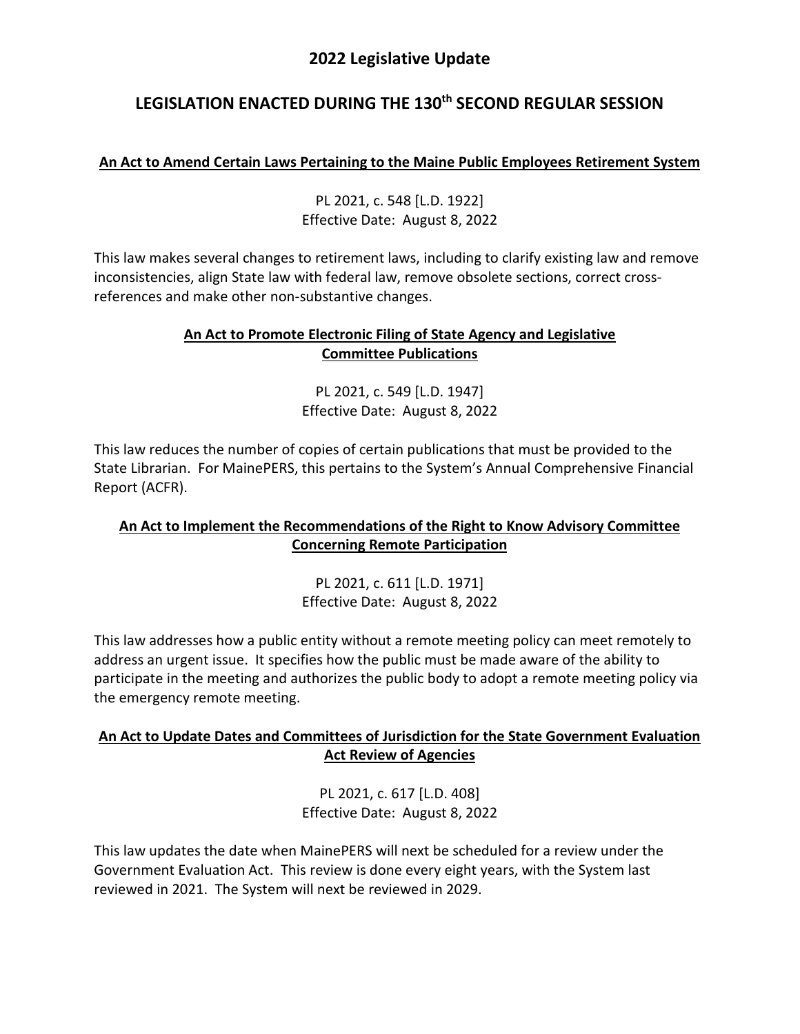# 2022 Legislative Update

## LEGISLATION ENACTED DURING THE 130th SECOND REGULAR SESSION

**An Act to Amend Certain Laws Pertaining to the Maine Public Employees Retirement System**

PL 2021, c. 548 [L.D. 1922]
Effective Date: August 8, 2022

This law makes several changes to retirement laws, including to clarify existing law and remove inconsistencies, align State law with federal law, remove obsolete sections, correct cross-references and make other non-substantive changes.

**An Act to Promote Electronic Filing of State Agency and Legislative Committee Publications**

PL 2021, c. 549 [L.D. 1947]
Effective Date: August 8, 2022

This law reduces the number of copies of certain publications that must be provided to the State Librarian. For MainePERS, this pertains to the System's Annual Comprehensive Financial Report (ACFR).

**An Act to Implement the Recommendations of the Right to Know Advisory Committee Concerning Remote Participation**

PL 2021, c. 611 [L.D. 1971]
Effective Date: August 8, 2022

This law addresses how a public entity without a remote meeting policy can meet remotely to address an urgent issue. It specifies how the public must be made aware of the ability to participate in the meeting and authorizes the public body to adopt a remote meeting policy via the emergency remote meeting.

**An Act to Update Dates and Committees of Jurisdiction for the State Government Evaluation Act Review of Agencies**

PL 2021, c. 617 [L.D. 408]
Effective Date: August 8, 2022

This law updates the date when MainePERS will next be scheduled for a review under the Government Evaluation Act. This review is done every eight years, with the System last reviewed in 2021. The System will next be reviewed in 2029.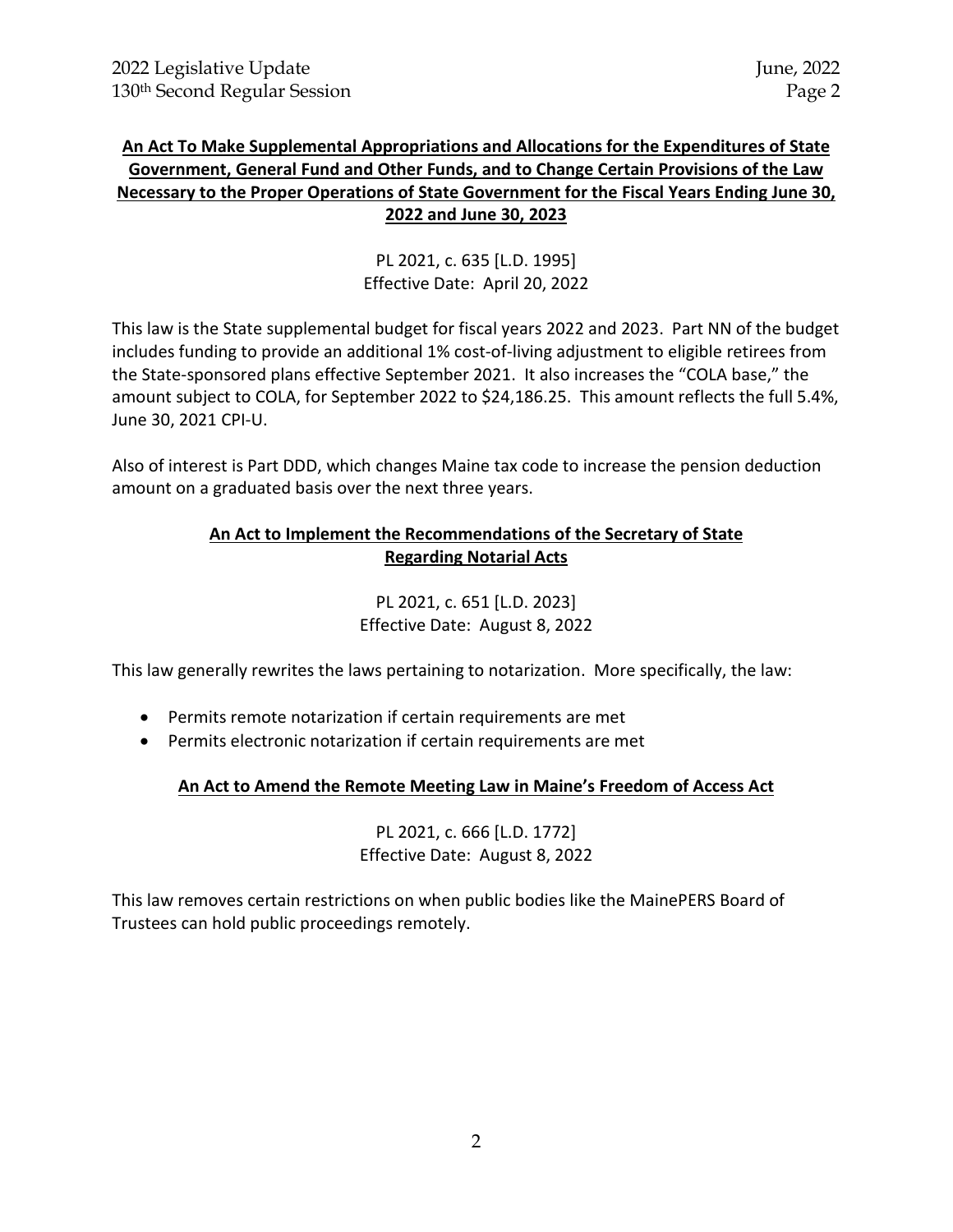**An Act To Make Supplemental Appropriations and Allocations for the Expenditures of State Government, General Fund and Other Funds, and to Change Certain Provisions of the Law Necessary to the Proper Operations of State Government for the Fiscal Years Ending June 30, 2022 and June 30, 2023**

PL 2021, c. 635 [L.D. 1995]
Effective Date: April 20, 2022

This law is the State supplemental budget for fiscal years 2022 and 2023. Part NN of the budget includes funding to provide an additional 1% cost-of-living adjustment to eligible retirees from the State-sponsored plans effective September 2021. It also increases the "COLA base," the amount subject to COLA, for September 2022 to $24,186.25. This amount reflects the full 5.4%, June 30, 2021 CPI-U.

Also of interest is Part DDD, which changes Maine tax code to increase the pension deduction amount on a graduated basis over the next three years.

**An Act to Implement the Recommendations of the Secretary of State Regarding Notarial Acts**

PL 2021, c. 651 [L.D. 2023]
Effective Date: August 8, 2022

This law generally rewrites the laws pertaining to notarization. More specifically, the law:

- Permits remote notarization if certain requirements are met
- Permits electronic notarization if certain requirements are met

**An Act to Amend the Remote Meeting Law in Maine's Freedom of Access Act**

PL 2021, c. 666 [L.D. 1772]
Effective Date: August 8, 2022

This law removes certain restrictions on when public bodies like the MainePERS Board of Trustees can hold public proceedings remotely.